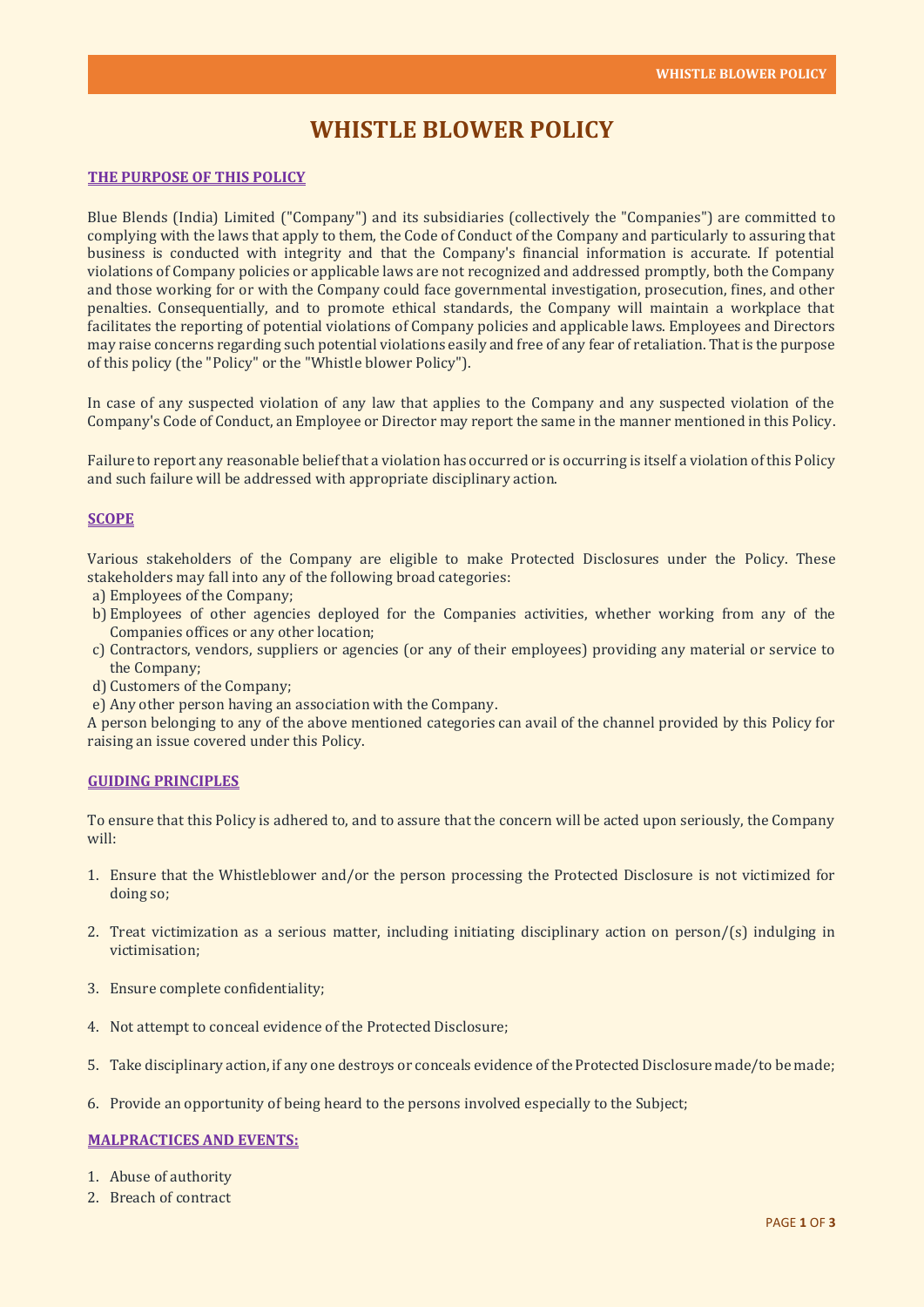# WHISTLE BLOWER POLICY

## THE PURPOSE OF THIS POLICY

Blue Blends (India) Limited ("Company") and its subsidiaries (collectively the "Companies") are committed to complying with the laws that apply to them, the Code of Conduct of the Company and particularly to assuring that business is conducted with integrity and that the Company's financial information is accurate. If potential violations of Company policies or applicable laws are not recognized and addressed promptly, both the Company and those working for or with the Company could face governmental investigation, prosecution, fines, and other penalties. Consequentially, and to promote ethical standards, the Company will maintain a workplace that facilitates the reporting of potential violations of Company policies and applicable laws. Employees and Directors may raise concerns regarding such potential violations easily and free of any fear of retaliation. That is the purpose of this policy (the "Policy" or the "Whistle blower Policy").

In case of any suspected violation of any law that applies to the Company and any suspected violation of the Company's Code of Conduct, an Employee or Director may report the same in the manner mentioned in this Policy.

Failure to report any reasonable belief that a violation has occurred or is occurring is itself a violation of this Policy and such failure will be addressed with appropriate disciplinary action.

## SCOPE

Various stakeholders of the Company are eligible to make Protected Disclosures under the Policy. These stakeholders may fall into any of the following broad categories:

a) Employees of the Company;
b) Employees of other agencies deployed for the Companies activities, whether working from any of the Companies offices or any other location;
c) Contractors, vendors, suppliers or agencies (or any of their employees) providing any material or service to the Company;
d) Customers of the Company;
e) Any other person having an association with the Company.

A person belonging to any of the above mentioned categories can avail of the channel provided by this Policy for raising an issue covered under this Policy.

## GUIDING PRINCIPLES

To ensure that this Policy is adhered to, and to assure that the concern will be acted upon seriously, the Company will:

1. Ensure that the Whistleblower and/or the person processing the Protected Disclosure is not victimized for doing so;

2. Treat victimization as a serious matter, including initiating disciplinary action on person/(s) indulging in victimisation;

3. Ensure complete confidentiality;

4. Not attempt to conceal evidence of the Protected Disclosure;

5. Take disciplinary action, if any one destroys or conceals evidence of the Protected Disclosure made/to be made;

6. Provide an opportunity of being heard to the persons involved especially to the Subject;

## MALPRACTICES AND EVENTS:

1. Abuse of authority
2. Breach of contract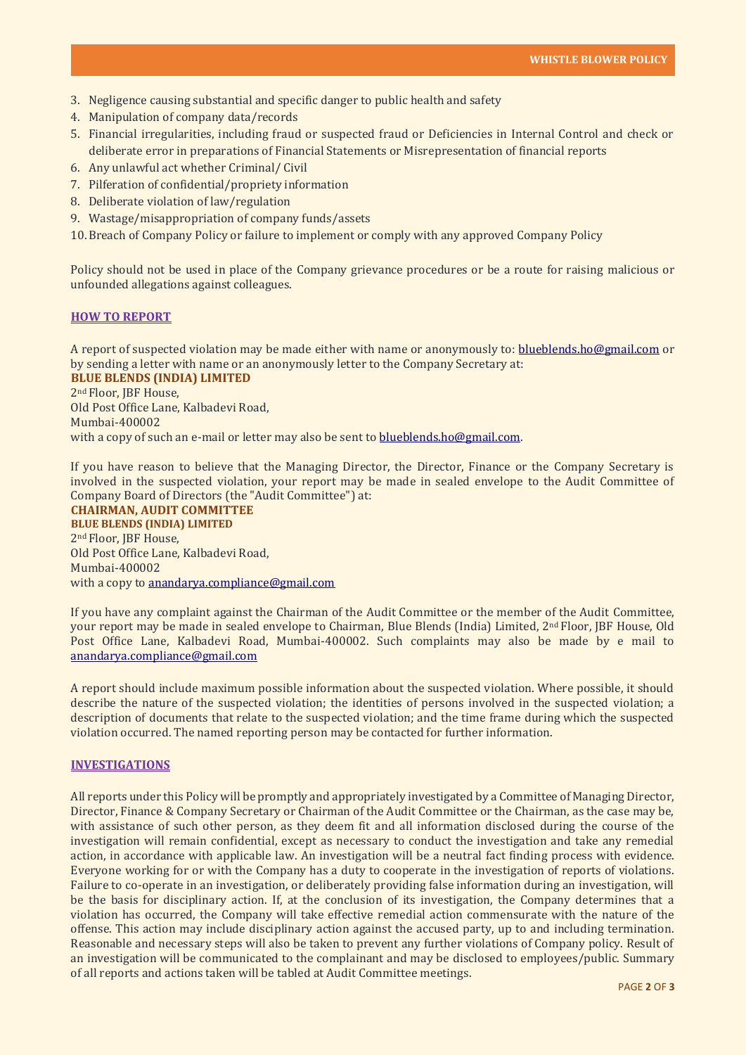3. Negligence causing substantial and specific danger to public health and safety
4. Manipulation of company data/records
5. Financial irregularities, including fraud or suspected fraud or Deficiencies in Internal Control and check or deliberate error in preparations of Financial Statements or Misrepresentation of financial reports
6. Any unlawful act whether Criminal/ Civil
7. Pilferation of confidential/propriety information
8. Deliberate violation of law/regulation
9. Wastage/misappropriation of company funds/assets
10. Breach of Company Policy or failure to implement or comply with any approved Company Policy

Policy should not be used in place of the Company grievance procedures or be a route for raising malicious or unfounded allegations against colleagues.

## HOW TO REPORT

A report of suspected violation may be made either with name or anonymously to: blueblends.ho@gmail.com or by sending a letter with name or an anonymously letter to the Company Secretary at:

**BLUE BLENDS (INDIA) LIMITED**
2nd Floor, JBF House,
Old Post Office Lane, Kalbadevi Road,
Mumbai-400002
with a copy of such an e-mail or letter may also be sent to blueblends.ho@gmail.com.

If you have reason to believe that the Managing Director, the Director, Finance or the Company Secretary is involved in the suspected violation, your report may be made in sealed envelope to the Audit Committee of Company Board of Directors (the "Audit Committee") at:

**CHAIRMAN, AUDIT COMMITTEE**
**BLUE BLENDS (INDIA) LIMITED**
2nd Floor, JBF House,
Old Post Office Lane, Kalbadevi Road,
Mumbai-400002
with a copy to anandarya.compliance@gmail.com

If you have any complaint against the Chairman of the Audit Committee or the member of the Audit Committee, your report may be made in sealed envelope to Chairman, Blue Blends (India) Limited, 2nd Floor, JBF House, Old Post Office Lane, Kalbadevi Road, Mumbai-400002. Such complaints may also be made by e mail to anandarya.compliance@gmail.com

A report should include maximum possible information about the suspected violation. Where possible, it should describe the nature of the suspected violation; the identities of persons involved in the suspected violation; a description of documents that relate to the suspected violation; and the time frame during which the suspected violation occurred. The named reporting person may be contacted for further information.

## INVESTIGATIONS

All reports under this Policy will be promptly and appropriately investigated by a Committee of Managing Director, Director, Finance & Company Secretary or Chairman of the Audit Committee or the Chairman, as the case may be, with assistance of such other person, as they deem fit and all information disclosed during the course of the investigation will remain confidential, except as necessary to conduct the investigation and take any remedial action, in accordance with applicable law. An investigation will be a neutral fact finding process with evidence. Everyone working for or with the Company has a duty to cooperate in the investigation of reports of violations. Failure to co-operate in an investigation, or deliberately providing false information during an investigation, will be the basis for disciplinary action. If, at the conclusion of its investigation, the Company determines that a violation has occurred, the Company will take effective remedial action commensurate with the nature of the offense. This action may include disciplinary action against the accused party, up to and including termination. Reasonable and necessary steps will also be taken to prevent any further violations of Company policy. Result of an investigation will be communicated to the complainant and may be disclosed to employees/public. Summary of all reports and actions taken will be tabled at Audit Committee meetings.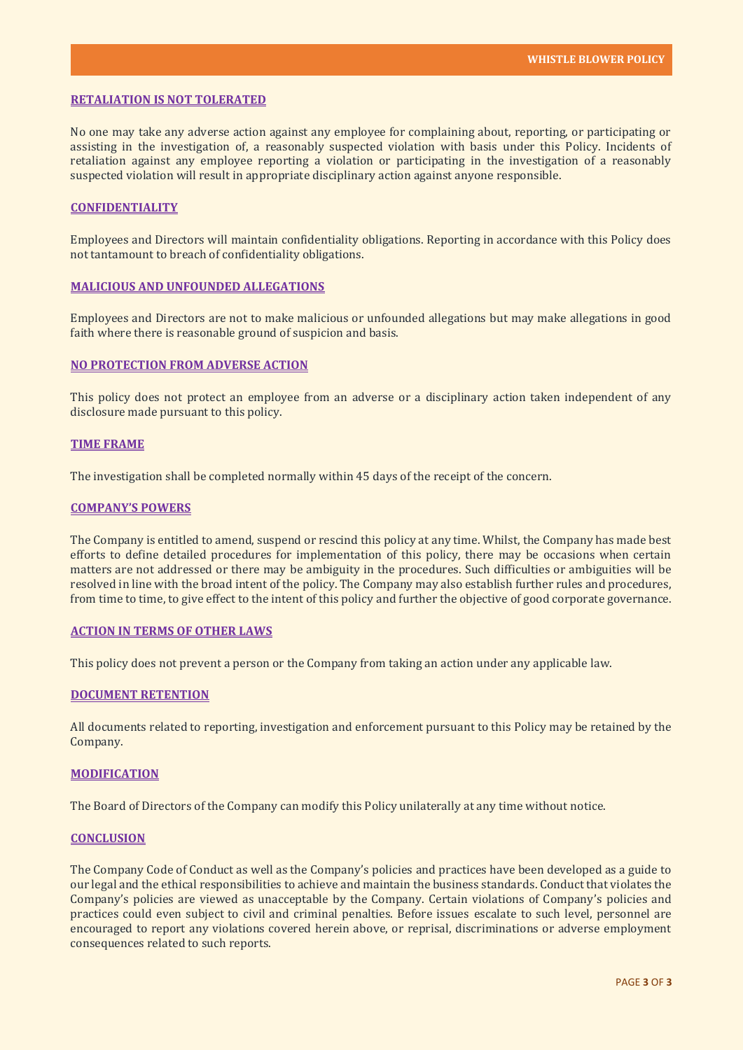## RETALIATION IS NOT TOLERATED

No one may take any adverse action against any employee for complaining about, reporting, or participating or assisting in the investigation of, a reasonably suspected violation with basis under this Policy. Incidents of retaliation against any employee reporting a violation or participating in the investigation of a reasonably suspected violation will result in appropriate disciplinary action against anyone responsible.

## CONFIDENTIALITY

Employees and Directors will maintain confidentiality obligations. Reporting in accordance with this Policy does not tantamount to breach of confidentiality obligations.

## MALICIOUS AND UNFOUNDED ALLEGATIONS

Employees and Directors are not to make malicious or unfounded allegations but may make allegations in good faith where there is reasonable ground of suspicion and basis.

## NO PROTECTION FROM ADVERSE ACTION

This policy does not protect an employee from an adverse or a disciplinary action taken independent of any disclosure made pursuant to this policy.

## TIME FRAME

The investigation shall be completed normally within 45 days of the receipt of the concern.

## COMPANY'S POWERS

The Company is entitled to amend, suspend or rescind this policy at any time. Whilst, the Company has made best efforts to define detailed procedures for implementation of this policy, there may be occasions when certain matters are not addressed or there may be ambiguity in the procedures. Such difficulties or ambiguities will be resolved in line with the broad intent of the policy. The Company may also establish further rules and procedures, from time to time, to give effect to the intent of this policy and further the objective of good corporate governance.

## ACTION IN TERMS OF OTHER LAWS

This policy does not prevent a person or the Company from taking an action under any applicable law.

## DOCUMENT RETENTION

All documents related to reporting, investigation and enforcement pursuant to this Policy may be retained by the Company.

## MODIFICATION

The Board of Directors of the Company can modify this Policy unilaterally at any time without notice.

## CONCLUSION

The Company Code of Conduct as well as the Company's policies and practices have been developed as a guide to our legal and the ethical responsibilities to achieve and maintain the business standards. Conduct that violates the Company's policies are viewed as unacceptable by the Company. Certain violations of Company's policies and practices could even subject to civil and criminal penalties. Before issues escalate to such level, personnel are encouraged to report any violations covered herein above, or reprisal, discriminations or adverse employment consequences related to such reports.